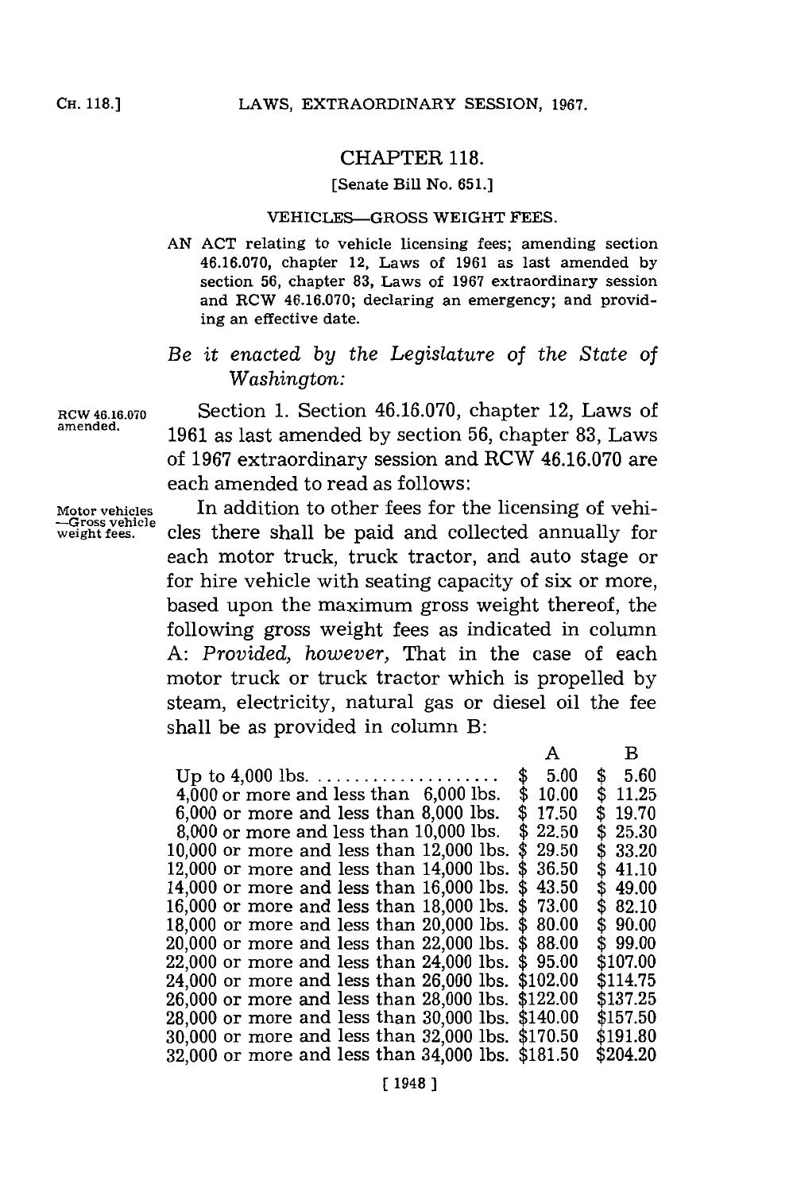# CHAPTER 118.

[Senate Bill No. 651.]

VEHICLES—GROSS WEIGHT FEES.

AN ACT relating to vehicle licensing fees; amending section 46.16.070, chapter 12, Laws of 1961 as last amended by section 56, chapter 83, Laws of 1967 extraordinary session and RCW 46.16.070; declaring an emergency; and providing an effective date.

*Be it enacted by the Legislature of the State of Washington:*

RCW 46.16.070 amended.

Section 1. Section 46.16.070, chapter 12, Laws of 1961 as last amended by section 56, chapter 83, Laws of 1967 extraordinary session and RCW 46.16.070 are each amended to read as follows:

Motor vehicles —Gross vehicle weight fees.

In addition to other fees for the licensing of vehicles there shall be paid and collected annually for each motor truck, truck tractor, and auto stage or for hire vehicle with seating capacity of six or more, based upon the maximum gross weight thereof, the following gross weight fees as indicated in column A: *Provided, however,* That in the case of each motor truck or truck tractor which is propelled by steam, electricity, natural gas or diesel oil the fee shall be as provided in column B:

| | A | B |
|---|---|---|
| Up to 4,000 lbs. .................... | $ 5.00 | $ 5.60 |
| 4,000 or more and less than 6,000 lbs. | $ 10.00 | $ 11.25 |
| 6,000 or more and less than 8,000 lbs. | $ 17.50 | $ 19.70 |
| 8,000 or more and less than 10,000 lbs. | $ 22.50 | $ 25.30 |
| 10,000 or more and less than 12,000 lbs. | $ 29.50 | $ 33.20 |
| 12,000 or more and less than 14,000 lbs. | $ 36.50 | $ 41.10 |
| 14,000 or more and less than 16,000 lbs. | $ 43.50 | $ 49.00 |
| 16,000 or more and less than 18,000 lbs. | $ 73.00 | $ 82.10 |
| 18,000 or more and less than 20,000 lbs. | $ 80.00 | $ 90.00 |
| 20,000 or more and less than 22,000 lbs. | $ 88.00 | $ 99.00 |
| 22,000 or more and less than 24,000 lbs. | $ 95.00 | $107.00 |
| 24,000 or more and less than 26,000 lbs. | $102.00 | $114.75 |
| 26,000 or more and less than 28,000 lbs. | $122.00 | $137.25 |
| 28,000 or more and less than 30,000 lbs. | $140.00 | $157.50 |
| 30,000 or more and less than 32,000 lbs. | $170.50 | $191.80 |
| 32,000 or more and less than 34,000 lbs. | $181.50 | $204.20 |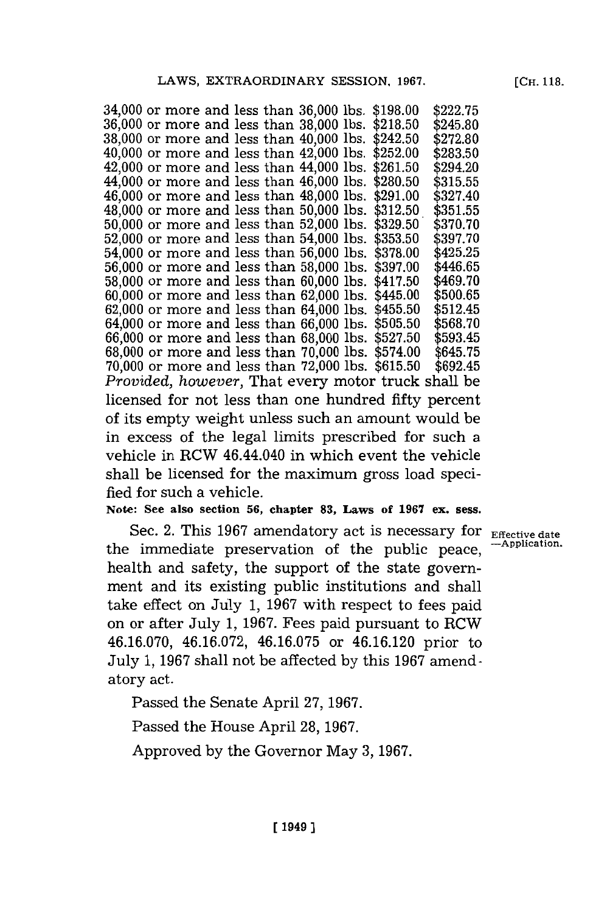| | | |
|---|---|---|
| 34,000 or more and less than 36,000 lbs. | $198.00 | $222.75 |
| 36,000 or more and less than 38,000 lbs. | $218.50 | $245.80 |
| 38,000 or more and less than 40,000 lbs. | $242.50 | $272.80 |
| 40,000 or more and less than 42,000 lbs. | $252.00 | $283.50 |
| 42,000 or more and less than 44,000 lbs. | $261.50 | $294.20 |
| 44,000 or more and less than 46,000 lbs. | $280.50 | $315.55 |
| 46,000 or more and less than 48,000 lbs. | $291.00 | $327.40 |
| 48,000 or more and less than 50,000 lbs. | $312.50 | $351.55 |
| 50,000 or more and less than 52,000 lbs. | $329.50 | $370.70 |
| 52,000 or more and less than 54,000 lbs. | $353.50 | $397.70 |
| 54,000 or more and less than 56,000 lbs. | $378.00 | $425.25 |
| 56,000 or more and less than 58,000 lbs. | $397.00 | $446.65 |
| 58,000 or more and less than 60,000 lbs. | $417.50 | $469.70 |
| 60,000 or more and less than 62,000 lbs. | $445.00 | $500.65 |
| 62,000 or more and less than 64,000 lbs. | $455.50 | $512.45 |
| 64,000 or more and less than 66,000 lbs. | $505.50 | $568.70 |
| 66,000 or more and less than 68,000 lbs. | $527.50 | $593.45 |
| 68,000 or more and less than 70,000 lbs. | $574.00 | $645.75 |
| 70,000 or more and less than 72,000 lbs. | $615.50 | $692.45 |

*Provided, however,* That every motor truck shall be licensed for not less than one hundred fifty percent of its empty weight unless such an amount would be in excess of the legal limits prescribed for such a vehicle in RCW 46.44.040 in which event the vehicle shall be licensed for the maximum gross load specified for such a vehicle.

**Note: See also section 56, chapter 83, Laws of 1967 ex. sess.**

Effective date —Application.

Sec. 2. This 1967 amendatory act is necessary for the immediate preservation of the public peace, health and safety, the support of the state government and its existing public institutions and shall take effect on July 1, 1967 with respect to fees paid on or after July 1, 1967. Fees paid pursuant to RCW 46.16.070, 46.16.072, 46.16.075 or 46.16.120 prior to July 1, 1967 shall not be affected by this 1967 amendatory act.

Passed the Senate April 27, 1967.

Passed the House April 28, 1967.

Approved by the Governor May 3, 1967.